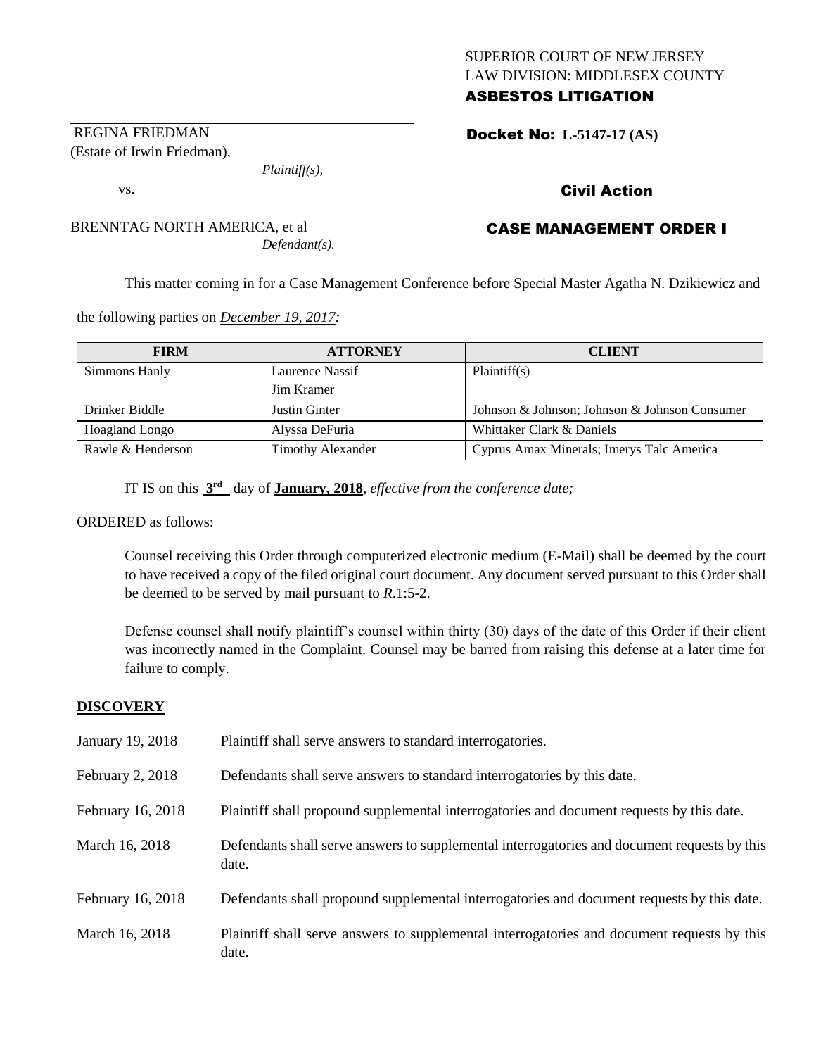SUPERIOR COURT OF NEW JERSEY
LAW DIVISION: MIDDLESEX COUNTY
**ASBESTOS LITIGATION**

REGINA FRIEDMAN
(Estate of Irwin Friedman),
*Plaintiff(s),*
vs.

BRENNTAG NORTH AMERICA, et al
*Defendant(s).*

**Docket No: L-5147-17 (AS)**

**Civil Action**

**CASE MANAGEMENT ORDER I**

This matter coming in for a Case Management Conference before Special Master Agatha N. Dzikiewicz and the following parties on *December 19, 2017:*

| FIRM | ATTORNEY | CLIENT |
|---|---|---|
| Simmons Hanly | Laurence Nassif<br>Jim Kramer | Plaintiff(s) |
| Drinker Biddle | Justin Ginter | Johnson & Johnson; Johnson & Johnson Consumer |
| Hoagland Longo | Alyssa DeFuria | Whittaker Clark & Daniels |
| Rawle & Henderson | Timothy Alexander | Cyprus Amax Minerals; Imerys Talc America |

IT IS on this **3rd** day of **January, 2018**, *effective from the conference date;*

ORDERED as follows:

Counsel receiving this Order through computerized electronic medium (E-Mail) shall be deemed by the court to have received a copy of the filed original court document. Any document served pursuant to this Order shall be deemed to be served by mail pursuant to *R*.1:5-2.

Defense counsel shall notify plaintiff's counsel within thirty (30) days of the date of this Order if their client was incorrectly named in the Complaint. Counsel may be barred from raising this defense at a later time for failure to comply.

## DISCOVERY

| | |
|---|---|
| January 19, 2018 | Plaintiff shall serve answers to standard interrogatories. |
| February 2, 2018 | Defendants shall serve answers to standard interrogatories by this date. |
| February 16, 2018 | Plaintiff shall propound supplemental interrogatories and document requests by this date. |
| March 16, 2018 | Defendants shall serve answers to supplemental interrogatories and document requests by this date. |
| February 16, 2018 | Defendants shall propound supplemental interrogatories and document requests by this date. |
| March 16, 2018 | Plaintiff shall serve answers to supplemental interrogatories and document requests by this date. |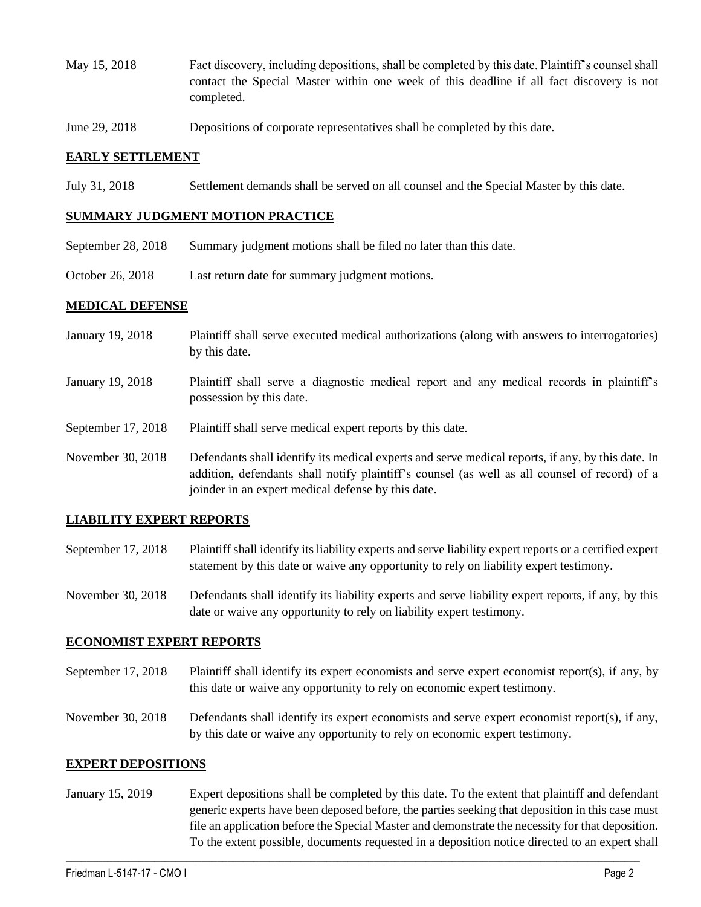May 15, 2018 Fact discovery, including depositions, shall be completed by this date. Plaintiff's counsel shall contact the Special Master within one week of this deadline if all fact discovery is not completed.

June 29, 2018 Depositions of corporate representatives shall be completed by this date.

## EARLY SETTLEMENT

July 31, 2018 Settlement demands shall be served on all counsel and the Special Master by this date.

## SUMMARY JUDGMENT MOTION PRACTICE

September 28, 2018 Summary judgment motions shall be filed no later than this date.

October 26, 2018 Last return date for summary judgment motions.

## MEDICAL DEFENSE

January 19, 2018 Plaintiff shall serve executed medical authorizations (along with answers to interrogatories) by this date.

January 19, 2018 Plaintiff shall serve a diagnostic medical report and any medical records in plaintiff's possession by this date.

September 17, 2018 Plaintiff shall serve medical expert reports by this date.

November 30, 2018 Defendants shall identify its medical experts and serve medical reports, if any, by this date. In addition, defendants shall notify plaintiff's counsel (as well as all counsel of record) of a joinder in an expert medical defense by this date.

## LIABILITY EXPERT REPORTS

September 17, 2018 Plaintiff shall identify its liability experts and serve liability expert reports or a certified expert statement by this date or waive any opportunity to rely on liability expert testimony.

November 30, 2018 Defendants shall identify its liability experts and serve liability expert reports, if any, by this date or waive any opportunity to rely on liability expert testimony.

## ECONOMIST EXPERT REPORTS

September 17, 2018 Plaintiff shall identify its expert economists and serve expert economist report(s), if any, by this date or waive any opportunity to rely on economic expert testimony.

November 30, 2018 Defendants shall identify its expert economists and serve expert economist report(s), if any, by this date or waive any opportunity to rely on economic expert testimony.

## EXPERT DEPOSITIONS

January 15, 2019 Expert depositions shall be completed by this date. To the extent that plaintiff and defendant generic experts have been deposed before, the parties seeking that deposition in this case must file an application before the Special Master and demonstrate the necessity for that deposition. To the extent possible, documents requested in a deposition notice directed to an expert shall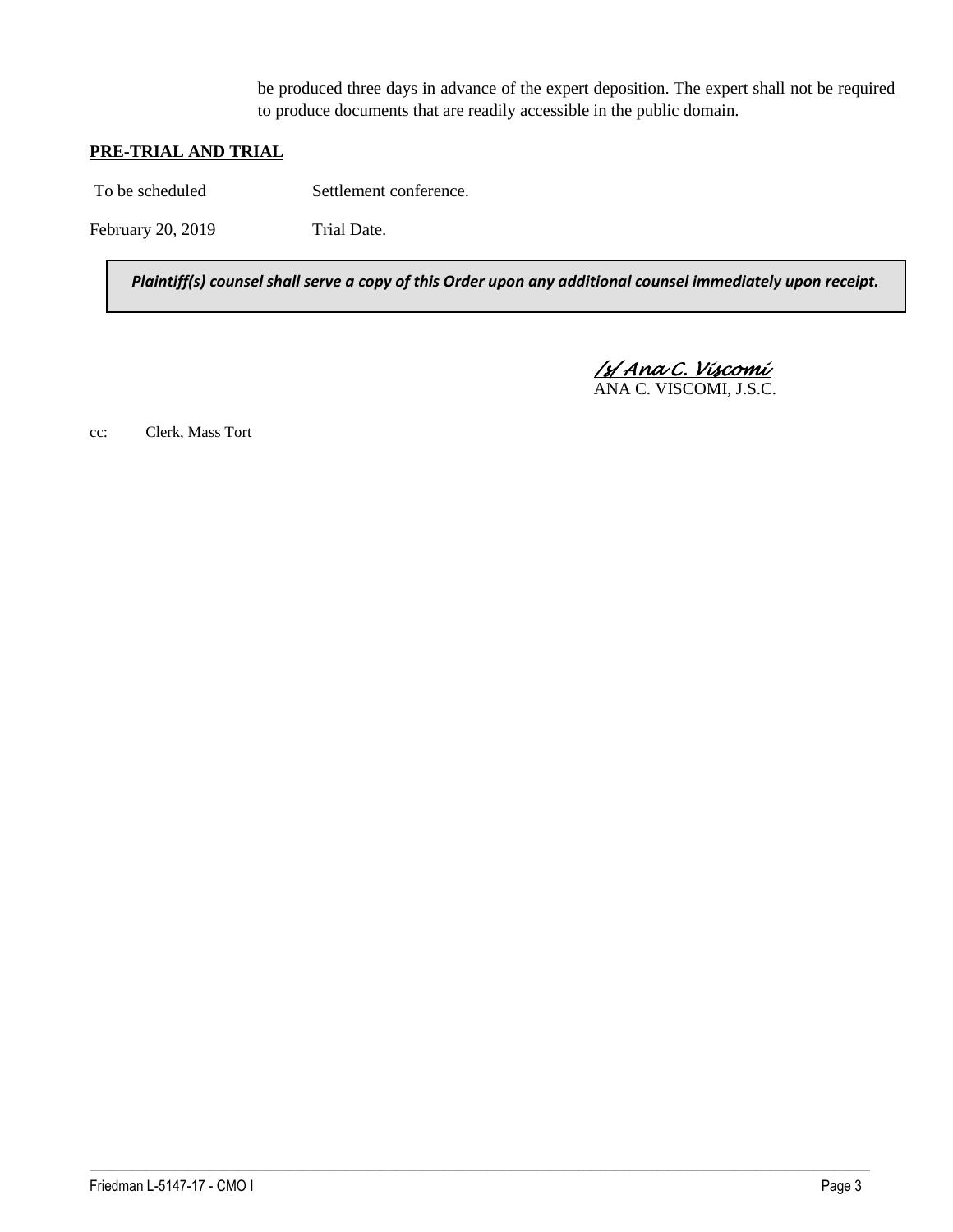be produced three days in advance of the expert deposition. The expert shall not be required to produce documents that are readily accessible in the public domain.

**PRE-TRIAL AND TRIAL**

| | |
|---|---|
| To be scheduled | Settlement conference. |
| February 20, 2019 | Trial Date. |

***Plaintiff(s) counsel shall serve a copy of this Order upon any additional counsel immediately upon receipt.***

/s/ Ana C. Viscomi
ANA C. VISCOMI, J.S.C.

cc: Clerk, Mass Tort